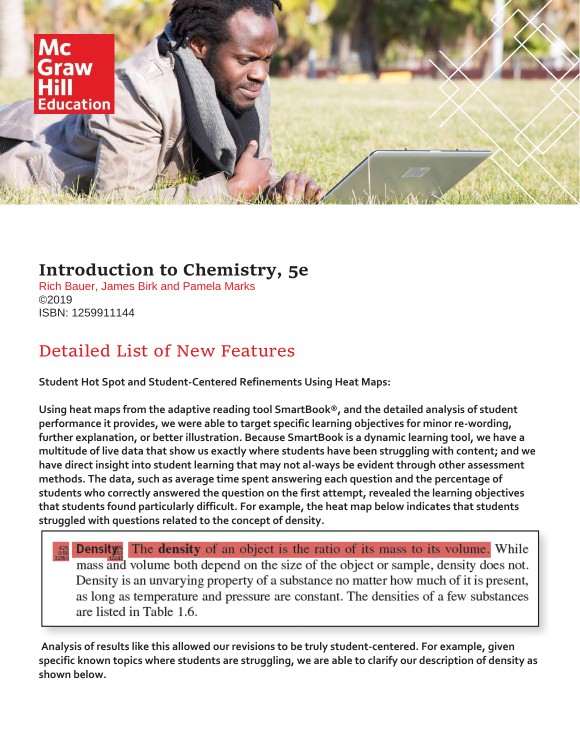# Introduction to Chemistry, 5e

Rich Bauer, James Birk and Pamela Marks
©2019
ISBN: 1259911144

## Detailed List of New Features

**Student Hot Spot and Student-Centered Refinements Using Heat Maps:**

**Using heat maps from the adaptive reading tool SmartBook®, and the detailed analysis of student performance it provides, we were able to target specific learning objectives for minor re-wording, further explanation, or better illustration. Because SmartBook is a dynamic learning tool, we have a multitude of live data that show us exactly where students have been struggling with content; and we have direct insight into student learning that may not al-ways be evident through other assessment methods. The data, such as average time spent answering each question and the percentage of students who correctly answered the question on the first attempt, revealed the learning objectives that students found particularly difficult. For example, the heat map below indicates that students struggled with questions related to the concept of density.**

> **Density** The **density** of an object is the ratio of its mass to its volume. While mass and volume both depend on the size of the object or sample, density does not. Density is an unvarying property of a substance no matter how much of it is present, as long as temperature and pressure are constant. The densities of a few substances are listed in Table 1.6.

**Analysis of results like this allowed our revisions to be truly student-centered. For example, given specific known topics where students are struggling, we are able to clarify our description of density as shown below.**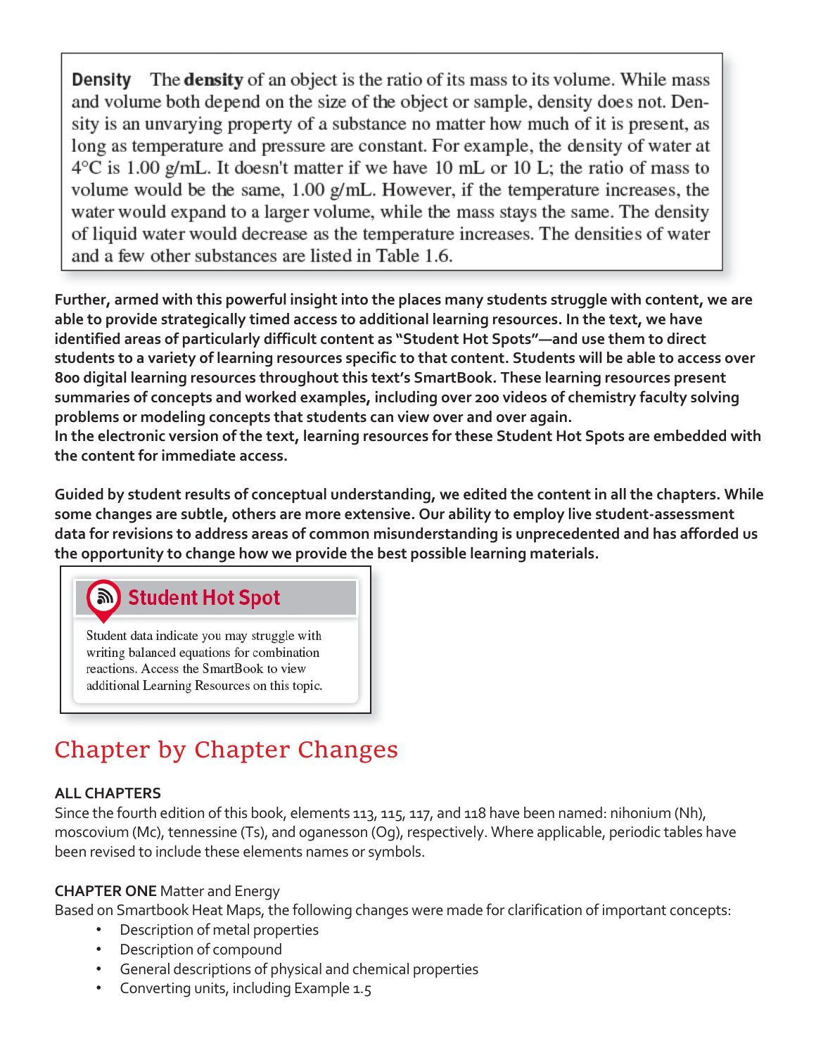> **Density** The **density** of an object is the ratio of its mass to its volume. While mass and volume both depend on the size of the object or sample, density does not. Density is an unvarying property of a substance no matter how much of it is present, as long as temperature and pressure are constant. For example, the density of water at 4°C is 1.00 g/mL. It doesn't matter if we have 10 mL or 10 L; the ratio of mass to volume would be the same, 1.00 g/mL. However, if the temperature increases, the water would expand to a larger volume, while the mass stays the same. The density of liquid water would decrease as the temperature increases. The densities of water and a few other substances are listed in Table 1.6.

**Further, armed with this powerful insight into the places many students struggle with content, we are able to provide strategically timed access to additional learning resources. In the text, we have identified areas of particularly difficult content as "Student Hot Spots"—and use them to direct students to a variety of learning resources specific to that content. Students will be able to access over 800 digital learning resources throughout this text's SmartBook. These learning resources present summaries of concepts and worked examples, including over 200 videos of chemistry faculty solving problems or modeling concepts that students can view over and over again.**
**In the electronic version of the text, learning resources for these Student Hot Spots are embedded with the content for immediate access.**

**Guided by student results of conceptual understanding, we edited the content in all the chapters. While some changes are subtle, others are more extensive. Our ability to employ live student-assessment data for revisions to address areas of common misunderstanding is unprecedented and has afforded us the opportunity to change how we provide the best possible learning materials.**

> **Student Hot Spot**
>
> Student data indicate you may struggle with writing balanced equations for combination reactions. Access the SmartBook to view additional Learning Resources on this topic.

# Chapter by Chapter Changes

**ALL CHAPTERS**
Since the fourth edition of this book, elements 113, 115, 117, and 118 have been named: nihonium (Nh), moscovium (Mc), tennessine (Ts), and oganesson (Og), respectively. Where applicable, periodic tables have been revised to include these elements names or symbols.

**CHAPTER ONE** Matter and Energy
Based on Smartbook Heat Maps, the following changes were made for clarification of important concepts:

- Description of metal properties
- Description of compound
- General descriptions of physical and chemical properties
- Converting units, including Example 1.5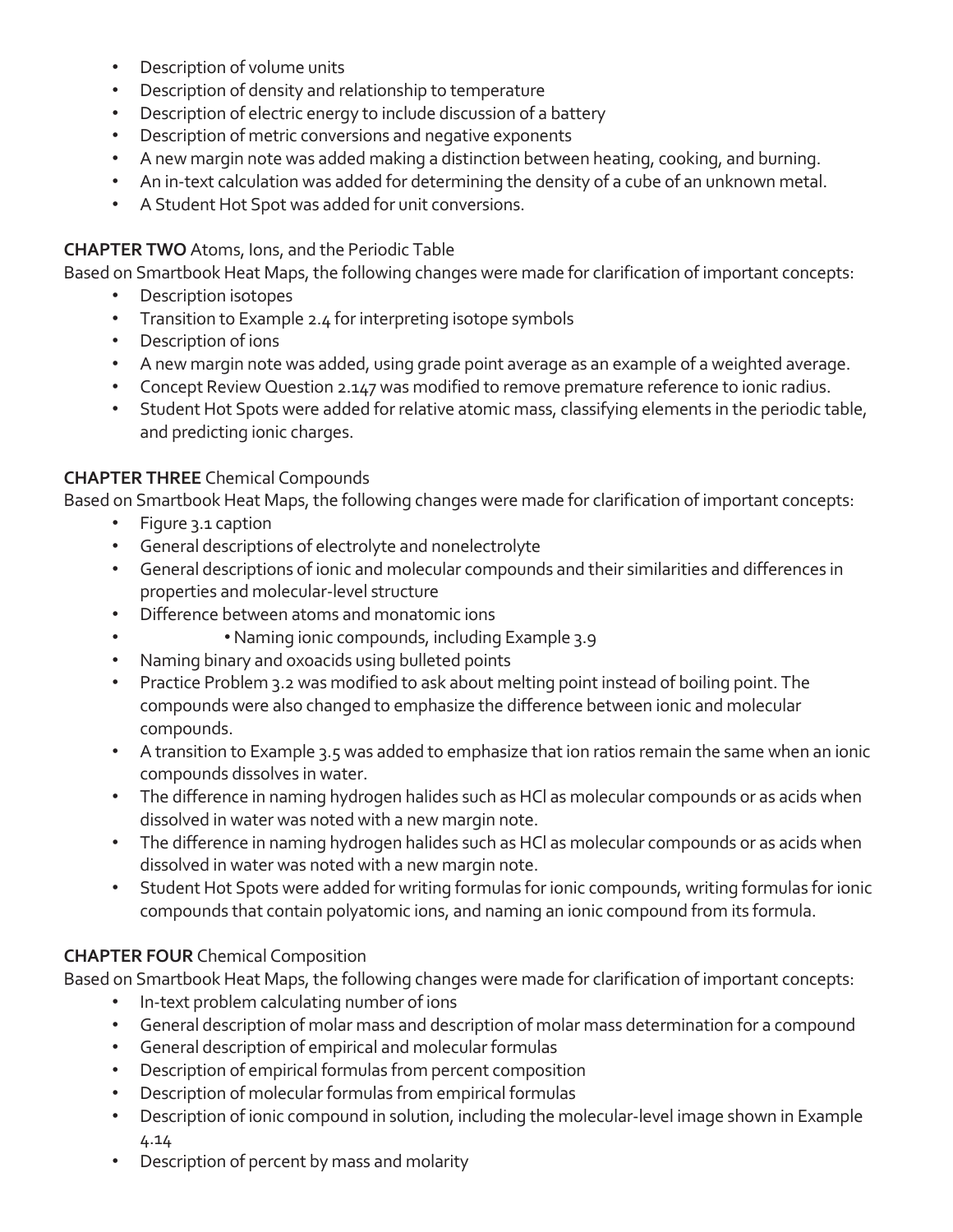- Description of volume units
- Description of density and relationship to temperature
- Description of electric energy to include discussion of a battery
- Description of metric conversions and negative exponents
- A new margin note was added making a distinction between heating, cooking, and burning.
- An in-text calculation was added for determining the density of a cube of an unknown metal.
- A Student Hot Spot was added for unit conversions.

**CHAPTER TWO** Atoms, Ions, and the Periodic Table

Based on Smartbook Heat Maps, the following changes were made for clarification of important concepts:

- Description isotopes
- Transition to Example 2.4 for interpreting isotope symbols
- Description of ions
- A new margin note was added, using grade point average as an example of a weighted average.
- Concept Review Question 2.147 was modified to remove premature reference to ionic radius.
- Student Hot Spots were added for relative atomic mass, classifying elements in the periodic table, and predicting ionic charges.

**CHAPTER THREE** Chemical Compounds

Based on Smartbook Heat Maps, the following changes were made for clarification of important concepts:

- Figure 3.1 caption
- General descriptions of electrolyte and nonelectrolyte
- General descriptions of ionic and molecular compounds and their similarities and differences in properties and molecular-level structure
- Difference between atoms and monatomic ions
- • Naming ionic compounds, including Example 3.9
- Naming binary and oxoacids using bulleted points
- Practice Problem 3.2 was modified to ask about melting point instead of boiling point. The compounds were also changed to emphasize the difference between ionic and molecular compounds.
- A transition to Example 3.5 was added to emphasize that ion ratios remain the same when an ionic compounds dissolves in water.
- The difference in naming hydrogen halides such as HCl as molecular compounds or as acids when dissolved in water was noted with a new margin note.
- The difference in naming hydrogen halides such as HCl as molecular compounds or as acids when dissolved in water was noted with a new margin note.
- Student Hot Spots were added for writing formulas for ionic compounds, writing formulas for ionic compounds that contain polyatomic ions, and naming an ionic compound from its formula.

**CHAPTER FOUR** Chemical Composition

Based on Smartbook Heat Maps, the following changes were made for clarification of important concepts:

- In-text problem calculating number of ions
- General description of molar mass and description of molar mass determination for a compound
- General description of empirical and molecular formulas
- Description of empirical formulas from percent composition
- Description of molecular formulas from empirical formulas
- Description of ionic compound in solution, including the molecular-level image shown in Example 4.14
- Description of percent by mass and molarity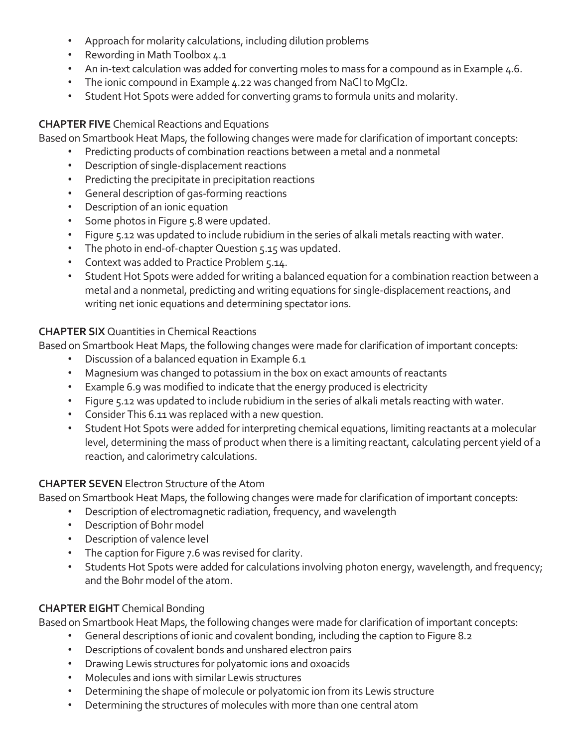- Approach for molarity calculations, including dilution problems
- Rewording in Math Toolbox 4.1
- An in-text calculation was added for converting moles to mass for a compound as in Example 4.6.
- The ionic compound in Example 4.22 was changed from NaCl to $MgCl_2$.
- Student Hot Spots were added for converting grams to formula units and molarity.

**CHAPTER FIVE** Chemical Reactions and Equations

Based on Smartbook Heat Maps, the following changes were made for clarification of important concepts:

- Predicting products of combination reactions between a metal and a nonmetal
- Description of single-displacement reactions
- Predicting the precipitate in precipitation reactions
- General description of gas-forming reactions
- Description of an ionic equation
- Some photos in Figure 5.8 were updated.
- Figure 5.12 was updated to include rubidium in the series of alkali metals reacting with water.
- The photo in end-of-chapter Question 5.15 was updated.
- Context was added to Practice Problem 5.14.
- Student Hot Spots were added for writing a balanced equation for a combination reaction between a metal and a nonmetal, predicting and writing equations for single-displacement reactions, and writing net ionic equations and determining spectator ions.

**CHAPTER SIX** Quantities in Chemical Reactions

Based on Smartbook Heat Maps, the following changes were made for clarification of important concepts:

- Discussion of a balanced equation in Example 6.1
- Magnesium was changed to potassium in the box on exact amounts of reactants
- Example 6.9 was modified to indicate that the energy produced is electricity
- Figure 5.12 was updated to include rubidium in the series of alkali metals reacting with water.
- Consider This 6.11 was replaced with a new question.
- Student Hot Spots were added for interpreting chemical equations, limiting reactants at a molecular level, determining the mass of product when there is a limiting reactant, calculating percent yield of a reaction, and calorimetry calculations.

**CHAPTER SEVEN** Electron Structure of the Atom

Based on Smartbook Heat Maps, the following changes were made for clarification of important concepts:

- Description of electromagnetic radiation, frequency, and wavelength
- Description of Bohr model
- Description of valence level
- The caption for Figure 7.6 was revised for clarity.
- Students Hot Spots were added for calculations involving photon energy, wavelength, and frequency; and the Bohr model of the atom.

**CHAPTER EIGHT** Chemical Bonding

Based on Smartbook Heat Maps, the following changes were made for clarification of important concepts:

- General descriptions of ionic and covalent bonding, including the caption to Figure 8.2
- Descriptions of covalent bonds and unshared electron pairs
- Drawing Lewis structures for polyatomic ions and oxoacids
- Molecules and ions with similar Lewis structures
- Determining the shape of molecule or polyatomic ion from its Lewis structure
- Determining the structures of molecules with more than one central atom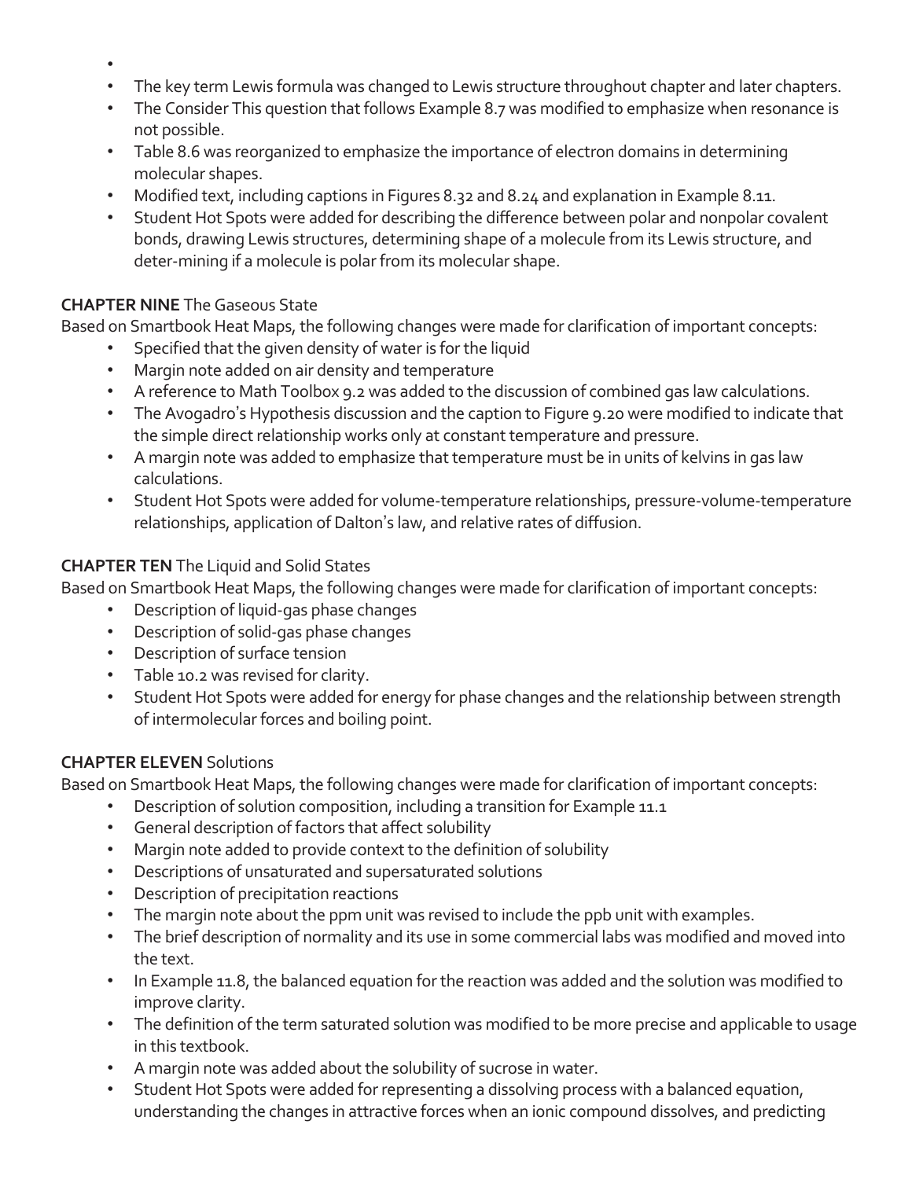- 
- The key term Lewis formula was changed to Lewis structure throughout chapter and later chapters.
- The Consider This question that follows Example 8.7 was modified to emphasize when resonance is not possible.
- Table 8.6 was reorganized to emphasize the importance of electron domains in determining molecular shapes.
- Modified text, including captions in Figures 8.32 and 8.24 and explanation in Example 8.11.
- Student Hot Spots were added for describing the difference between polar and nonpolar covalent bonds, drawing Lewis structures, determining shape of a molecule from its Lewis structure, and deter-mining if a molecule is polar from its molecular shape.

**CHAPTER NINE** The Gaseous State

Based on Smartbook Heat Maps, the following changes were made for clarification of important concepts:

- Specified that the given density of water is for the liquid
- Margin note added on air density and temperature
- A reference to Math Toolbox 9.2 was added to the discussion of combined gas law calculations.
- The Avogadro's Hypothesis discussion and the caption to Figure 9.20 were modified to indicate that the simple direct relationship works only at constant temperature and pressure.
- A margin note was added to emphasize that temperature must be in units of kelvins in gas law calculations.
- Student Hot Spots were added for volume-temperature relationships, pressure-volume-temperature relationships, application of Dalton's law, and relative rates of diffusion.

**CHAPTER TEN** The Liquid and Solid States

Based on Smartbook Heat Maps, the following changes were made for clarification of important concepts:

- Description of liquid-gas phase changes
- Description of solid-gas phase changes
- Description of surface tension
- Table 10.2 was revised for clarity.
- Student Hot Spots were added for energy for phase changes and the relationship between strength of intermolecular forces and boiling point.

**CHAPTER ELEVEN** Solutions

Based on Smartbook Heat Maps, the following changes were made for clarification of important concepts:

- Description of solution composition, including a transition for Example 11.1
- General description of factors that affect solubility
- Margin note added to provide context to the definition of solubility
- Descriptions of unsaturated and supersaturated solutions
- Description of precipitation reactions
- The margin note about the ppm unit was revised to include the ppb unit with examples.
- The brief description of normality and its use in some commercial labs was modified and moved into the text.
- In Example 11.8, the balanced equation for the reaction was added and the solution was modified to improve clarity.
- The definition of the term saturated solution was modified to be more precise and applicable to usage in this textbook.
- A margin note was added about the solubility of sucrose in water.
- Student Hot Spots were added for representing a dissolving process with a balanced equation, understanding the changes in attractive forces when an ionic compound dissolves, and predicting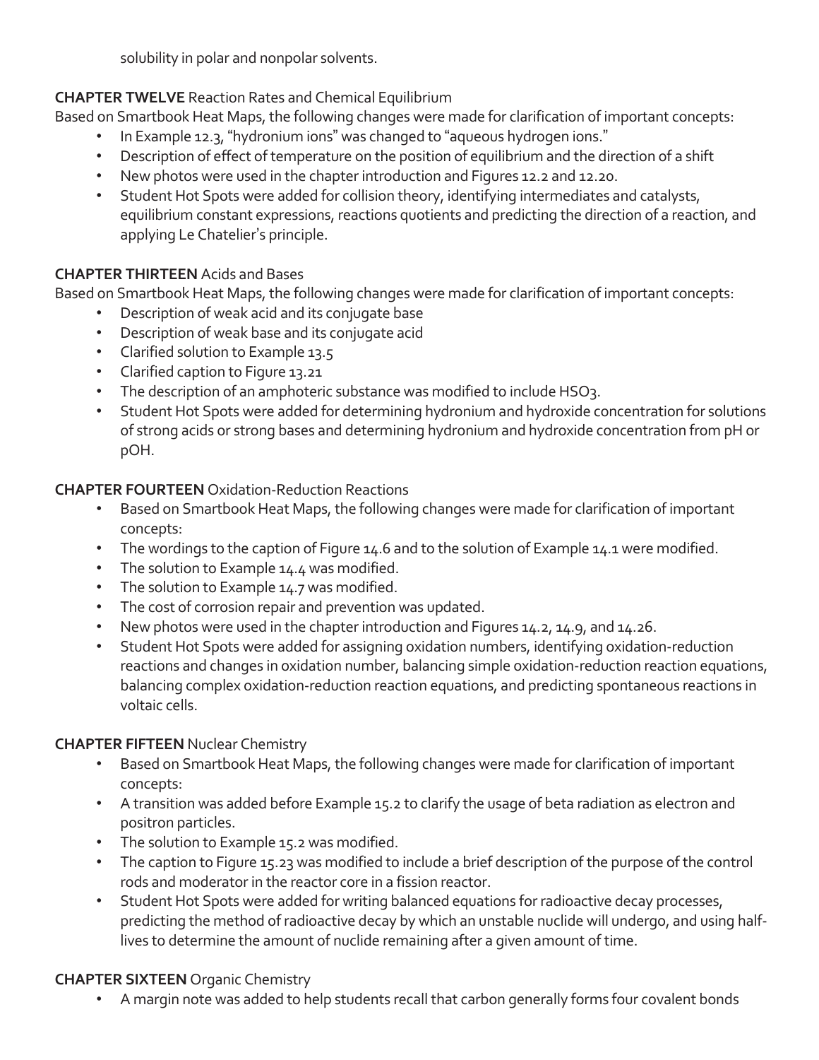solubility in polar and nonpolar solvents.

**CHAPTER TWELVE** Reaction Rates and Chemical Equilibrium

Based on Smartbook Heat Maps, the following changes were made for clarification of important concepts:

- In Example 12.3, "hydronium ions" was changed to "aqueous hydrogen ions."
- Description of effect of temperature on the position of equilibrium and the direction of a shift
- New photos were used in the chapter introduction and Figures 12.2 and 12.20.
- Student Hot Spots were added for collision theory, identifying intermediates and catalysts, equilibrium constant expressions, reactions quotients and predicting the direction of a reaction, and applying Le Chatelier's principle.

**CHAPTER THIRTEEN** Acids and Bases

Based on Smartbook Heat Maps, the following changes were made for clarification of important concepts:

- Description of weak acid and its conjugate base
- Description of weak base and its conjugate acid
- Clarified solution to Example 13.5
- Clarified caption to Figure 13.21
- The description of an amphoteric substance was modified to include $HSO_3$.
- Student Hot Spots were added for determining hydronium and hydroxide concentration for solutions of strong acids or strong bases and determining hydronium and hydroxide concentration from pH or pOH.

**CHAPTER FOURTEEN** Oxidation-Reduction Reactions

- Based on Smartbook Heat Maps, the following changes were made for clarification of important concepts:
- The wordings to the caption of Figure 14.6 and to the solution of Example 14.1 were modified.
- The solution to Example 14.4 was modified.
- The solution to Example 14.7 was modified.
- The cost of corrosion repair and prevention was updated.
- New photos were used in the chapter introduction and Figures 14.2, 14.9, and 14.26.
- Student Hot Spots were added for assigning oxidation numbers, identifying oxidation-reduction reactions and changes in oxidation number, balancing simple oxidation-reduction reaction equations, balancing complex oxidation-reduction reaction equations, and predicting spontaneous reactions in voltaic cells.

**CHAPTER FIFTEEN** Nuclear Chemistry

- Based on Smartbook Heat Maps, the following changes were made for clarification of important concepts:
- A transition was added before Example 15.2 to clarify the usage of beta radiation as electron and positron particles.
- The solution to Example 15.2 was modified.
- The caption to Figure 15.23 was modified to include a brief description of the purpose of the control rods and moderator in the reactor core in a fission reactor.
- Student Hot Spots were added for writing balanced equations for radioactive decay processes, predicting the method of radioactive decay by which an unstable nuclide will undergo, and using half-lives to determine the amount of nuclide remaining after a given amount of time.

**CHAPTER SIXTEEN** Organic Chemistry

- A margin note was added to help students recall that carbon generally forms four covalent bonds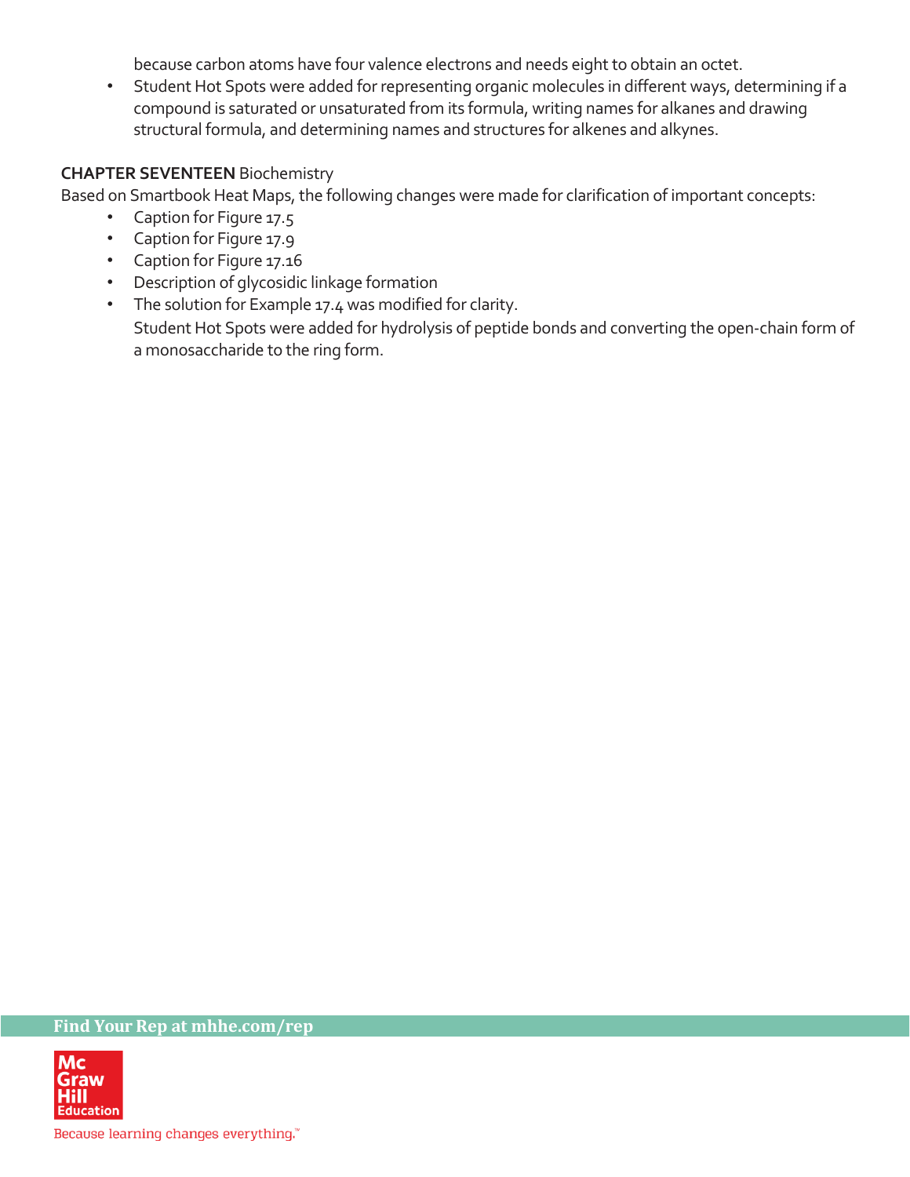because carbon atoms have four valence electrons and needs eight to obtain an octet.

- Student Hot Spots were added for representing organic molecules in different ways, determining if a compound is saturated or unsaturated from its formula, writing names for alkanes and drawing structural formula, and determining names and structures for alkenes and alkynes.

**CHAPTER SEVENTEEN** Biochemistry

Based on Smartbook Heat Maps, the following changes were made for clarification of important concepts:

- Caption for Figure 17.5
- Caption for Figure 17.9
- Caption for Figure 17.16
- Description of glycosidic linkage formation
- The solution for Example 17.4 was modified for clarity.
  Student Hot Spots were added for hydrolysis of peptide bonds and converting the open-chain form of a monosaccharide to the ring form.

**Find Your Rep at mhhe.com/rep**

McGraw Hill Education

Because learning changes everything.™